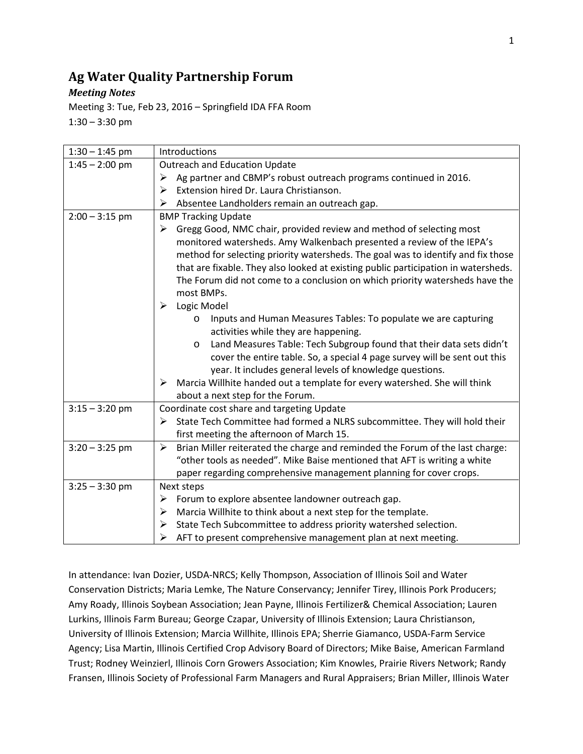# Ag Water Quality Partnership Forum

***Meeting Notes***

Meeting 3: Tue, Feb 23, 2016 – Springfield IDA FFA Room

1:30 – 3:30 pm

| Time | Agenda |
| --- | --- |
| 1:30 – 1:45 pm | Introductions |
| 1:45 – 2:00 pm | Outreach and Education Update<br>➢ Ag partner and CBMP's robust outreach programs continued in 2016.<br>➢ Extension hired Dr. Laura Christianson.<br>➢ Absentee Landholders remain an outreach gap. |
| 2:00 – 3:15 pm | BMP Tracking Update<br>➢ Gregg Good, NMC chair, provided review and method of selecting most monitored watersheds. Amy Walkenbach presented a review of the IEPA's method for selecting priority watersheds. The goal was to identify and fix those that are fixable. They also looked at existing public participation in watersheds. The Forum did not come to a conclusion on which priority watersheds have the most BMPs.<br>➢ Logic Model<br>&nbsp;&nbsp;&nbsp;&nbsp;o Inputs and Human Measures Tables: To populate we are capturing activities while they are happening.<br>&nbsp;&nbsp;&nbsp;&nbsp;o Land Measures Table: Tech Subgroup found that their data sets didn't cover the entire table. So, a special 4 page survey will be sent out this year. It includes general levels of knowledge questions.<br>➢ Marcia Willhite handed out a template for every watershed. She will think about a next step for the Forum. |
| 3:15 – 3:20 pm | Coordinate cost share and targeting Update<br>➢ State Tech Committee had formed a NLRS subcommittee. They will hold their first meeting the afternoon of March 15. |
| 3:20 – 3:25 pm | ➢ Brian Miller reiterated the charge and reminded the Forum of the last charge: "other tools as needed". Mike Baise mentioned that AFT is writing a white paper regarding comprehensive management planning for cover crops. |
| 3:25 – 3:30 pm | Next steps<br>➢ Forum to explore absentee landowner outreach gap.<br>➢ Marcia Willhite to think about a next step for the template.<br>➢ State Tech Subcommittee to address priority watershed selection.<br>➢ AFT to present comprehensive management plan at next meeting. |

In attendance: Ivan Dozier, USDA-NRCS; Kelly Thompson, Association of Illinois Soil and Water Conservation Districts; Maria Lemke, The Nature Conservancy; Jennifer Tirey, Illinois Pork Producers; Amy Roady, Illinois Soybean Association; Jean Payne, Illinois Fertilizer& Chemical Association; Lauren Lurkins, Illinois Farm Bureau; George Czapar, University of Illinois Extension; Laura Christianson, University of Illinois Extension; Marcia Willhite, Illinois EPA; Sherrie Giamanco, USDA-Farm Service Agency; Lisa Martin, Illinois Certified Crop Advisory Board of Directors; Mike Baise, American Farmland Trust; Rodney Weinzierl, Illinois Corn Growers Association; Kim Knowles, Prairie Rivers Network; Randy Fransen, Illinois Society of Professional Farm Managers and Rural Appraisers; Brian Miller, Illinois Water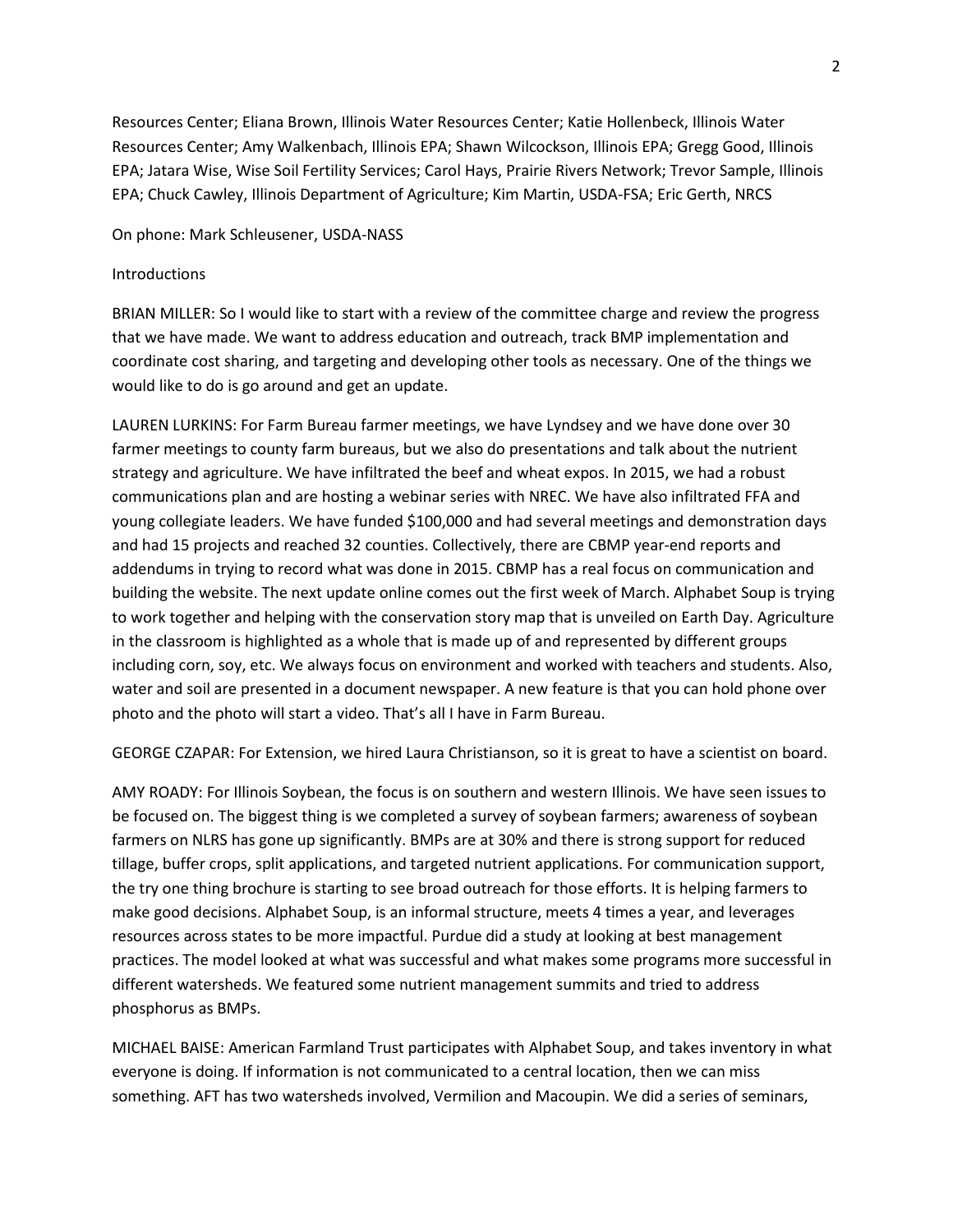Resources Center; Eliana Brown, Illinois Water Resources Center; Katie Hollenbeck, Illinois Water Resources Center; Amy Walkenbach, Illinois EPA; Shawn Wilcockson, Illinois EPA; Gregg Good, Illinois EPA; Jatara Wise, Wise Soil Fertility Services; Carol Hays, Prairie Rivers Network; Trevor Sample, Illinois EPA; Chuck Cawley, Illinois Department of Agriculture; Kim Martin, USDA-FSA; Eric Gerth, NRCS

On phone: Mark Schleusener, USDA-NASS

Introductions

BRIAN MILLER: So I would like to start with a review of the committee charge and review the progress that we have made. We want to address education and outreach, track BMP implementation and coordinate cost sharing, and targeting and developing other tools as necessary. One of the things we would like to do is go around and get an update.

LAUREN LURKINS: For Farm Bureau farmer meetings, we have Lyndsey and we have done over 30 farmer meetings to county farm bureaus, but we also do presentations and talk about the nutrient strategy and agriculture. We have infiltrated the beef and wheat expos. In 2015, we had a robust communications plan and are hosting a webinar series with NREC. We have also infiltrated FFA and young collegiate leaders. We have funded $100,000 and had several meetings and demonstration days and had 15 projects and reached 32 counties. Collectively, there are CBMP year-end reports and addendums in trying to record what was done in 2015. CBMP has a real focus on communication and building the website. The next update online comes out the first week of March. Alphabet Soup is trying to work together and helping with the conservation story map that is unveiled on Earth Day. Agriculture in the classroom is highlighted as a whole that is made up of and represented by different groups including corn, soy, etc. We always focus on environment and worked with teachers and students. Also, water and soil are presented in a document newspaper. A new feature is that you can hold phone over photo and the photo will start a video. That's all I have in Farm Bureau.

GEORGE CZAPAR: For Extension, we hired Laura Christianson, so it is great to have a scientist on board.

AMY ROADY: For Illinois Soybean, the focus is on southern and western Illinois. We have seen issues to be focused on. The biggest thing is we completed a survey of soybean farmers; awareness of soybean farmers on NLRS has gone up significantly. BMPs are at 30% and there is strong support for reduced tillage, buffer crops, split applications, and targeted nutrient applications. For communication support, the try one thing brochure is starting to see broad outreach for those efforts. It is helping farmers to make good decisions. Alphabet Soup, is an informal structure, meets 4 times a year, and leverages resources across states to be more impactful. Purdue did a study at looking at best management practices. The model looked at what was successful and what makes some programs more successful in different watersheds. We featured some nutrient management summits and tried to address phosphorus as BMPs.

MICHAEL BAISE: American Farmland Trust participates with Alphabet Soup, and takes inventory in what everyone is doing. If information is not communicated to a central location, then we can miss something. AFT has two watersheds involved, Vermilion and Macoupin. We did a series of seminars,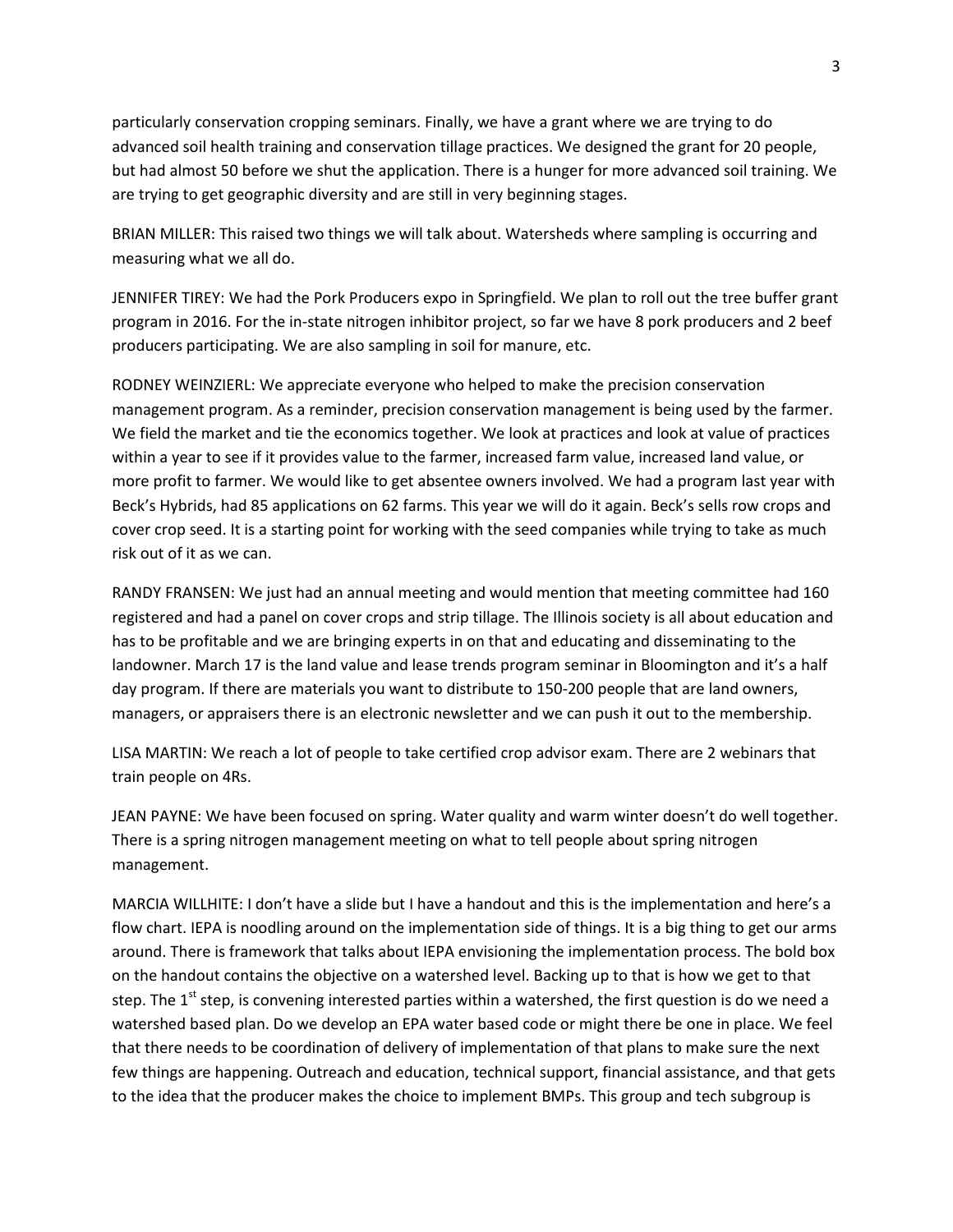particularly conservation cropping seminars. Finally, we have a grant where we are trying to do advanced soil health training and conservation tillage practices. We designed the grant for 20 people, but had almost 50 before we shut the application. There is a hunger for more advanced soil training. We are trying to get geographic diversity and are still in very beginning stages.

BRIAN MILLER: This raised two things we will talk about. Watersheds where sampling is occurring and measuring what we all do.

JENNIFER TIREY: We had the Pork Producers expo in Springfield. We plan to roll out the tree buffer grant program in 2016. For the in-state nitrogen inhibitor project, so far we have 8 pork producers and 2 beef producers participating. We are also sampling in soil for manure, etc.

RODNEY WEINZIERL: We appreciate everyone who helped to make the precision conservation management program. As a reminder, precision conservation management is being used by the farmer. We field the market and tie the economics together. We look at practices and look at value of practices within a year to see if it provides value to the farmer, increased farm value, increased land value, or more profit to farmer. We would like to get absentee owners involved. We had a program last year with Beck's Hybrids, had 85 applications on 62 farms. This year we will do it again. Beck's sells row crops and cover crop seed. It is a starting point for working with the seed companies while trying to take as much risk out of it as we can.

RANDY FRANSEN: We just had an annual meeting and would mention that meeting committee had 160 registered and had a panel on cover crops and strip tillage. The Illinois society is all about education and has to be profitable and we are bringing experts in on that and educating and disseminating to the landowner. March 17 is the land value and lease trends program seminar in Bloomington and it's a half day program. If there are materials you want to distribute to 150-200 people that are land owners, managers, or appraisers there is an electronic newsletter and we can push it out to the membership.

LISA MARTIN: We reach a lot of people to take certified crop advisor exam. There are 2 webinars that train people on 4Rs.

JEAN PAYNE: We have been focused on spring. Water quality and warm winter doesn't do well together. There is a spring nitrogen management meeting on what to tell people about spring nitrogen management.

MARCIA WILLHITE: I don't have a slide but I have a handout and this is the implementation and here's a flow chart. IEPA is noodling around on the implementation side of things. It is a big thing to get our arms around. There is framework that talks about IEPA envisioning the implementation process. The bold box on the handout contains the objective on a watershed level. Backing up to that is how we get to that step. The 1st step, is convening interested parties within a watershed, the first question is do we need a watershed based plan. Do we develop an EPA water based code or might there be one in place. We feel that there needs to be coordination of delivery of implementation of that plans to make sure the next few things are happening. Outreach and education, technical support, financial assistance, and that gets to the idea that the producer makes the choice to implement BMPs. This group and tech subgroup is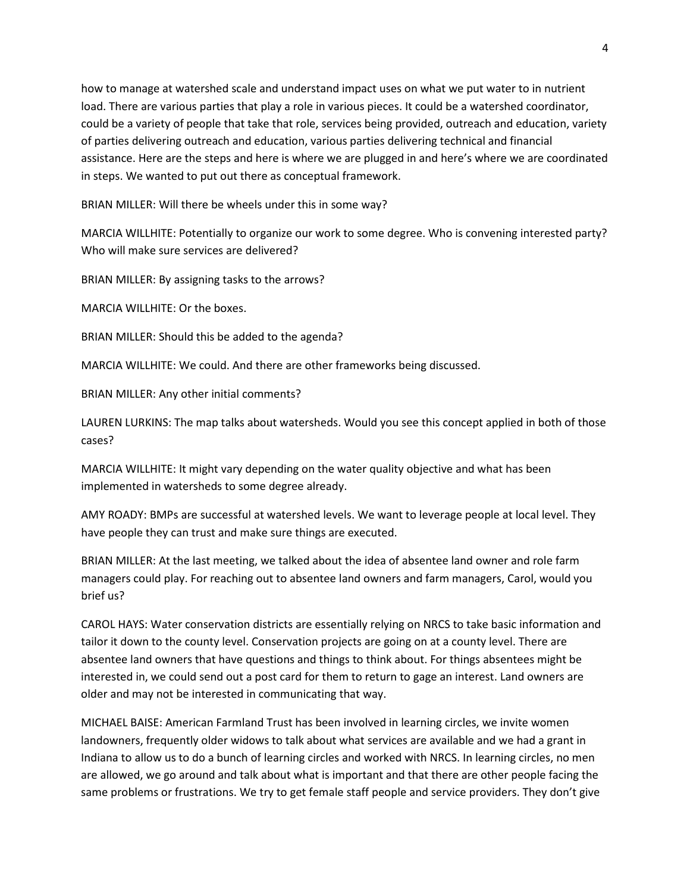how to manage at watershed scale and understand impact uses on what we put water to in nutrient load. There are various parties that play a role in various pieces. It could be a watershed coordinator, could be a variety of people that take that role, services being provided, outreach and education, variety of parties delivering outreach and education, various parties delivering technical and financial assistance. Here are the steps and here is where we are plugged in and here's where we are coordinated in steps. We wanted to put out there as conceptual framework.

BRIAN MILLER: Will there be wheels under this in some way?

MARCIA WILLHITE: Potentially to organize our work to some degree. Who is convening interested party? Who will make sure services are delivered?

BRIAN MILLER: By assigning tasks to the arrows?

MARCIA WILLHITE: Or the boxes.

BRIAN MILLER: Should this be added to the agenda?

MARCIA WILLHITE: We could. And there are other frameworks being discussed.

BRIAN MILLER: Any other initial comments?

LAUREN LURKINS: The map talks about watersheds. Would you see this concept applied in both of those cases?

MARCIA WILLHITE: It might vary depending on the water quality objective and what has been implemented in watersheds to some degree already.

AMY ROADY: BMPs are successful at watershed levels. We want to leverage people at local level. They have people they can trust and make sure things are executed.

BRIAN MILLER: At the last meeting, we talked about the idea of absentee land owner and role farm managers could play. For reaching out to absentee land owners and farm managers, Carol, would you brief us?

CAROL HAYS: Water conservation districts are essentially relying on NRCS to take basic information and tailor it down to the county level. Conservation projects are going on at a county level. There are absentee land owners that have questions and things to think about. For things absentees might be interested in, we could send out a post card for them to return to gage an interest. Land owners are older and may not be interested in communicating that way.

MICHAEL BAISE: American Farmland Trust has been involved in learning circles, we invite women landowners, frequently older widows to talk about what services are available and we had a grant in Indiana to allow us to do a bunch of learning circles and worked with NRCS. In learning circles, no men are allowed, we go around and talk about what is important and that there are other people facing the same problems or frustrations. We try to get female staff people and service providers. They don't give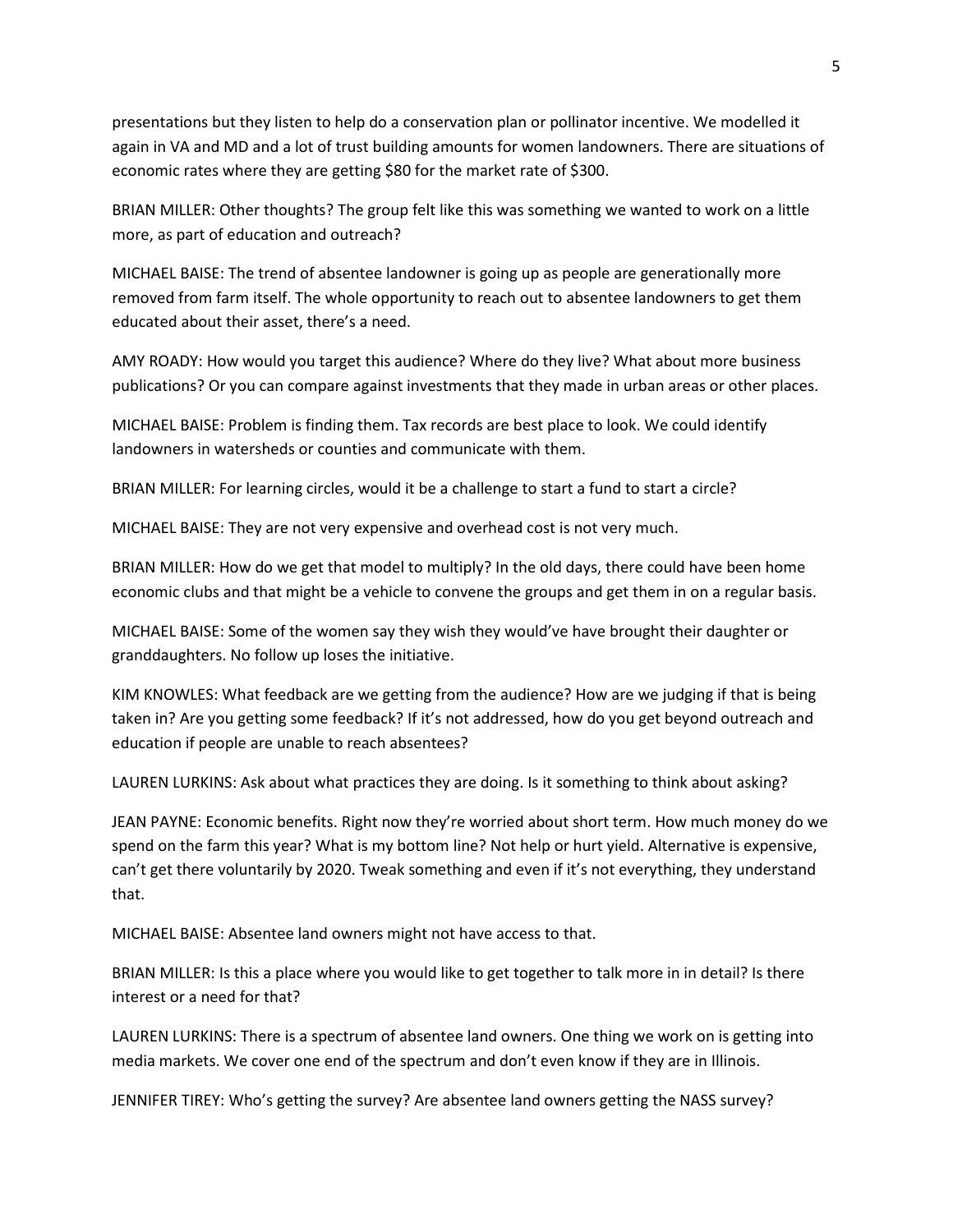presentations but they listen to help do a conservation plan or pollinator incentive. We modelled it again in VA and MD and a lot of trust building amounts for women landowners. There are situations of economic rates where they are getting $80 for the market rate of $300.

BRIAN MILLER: Other thoughts? The group felt like this was something we wanted to work on a little more, as part of education and outreach?

MICHAEL BAISE: The trend of absentee landowner is going up as people are generationally more removed from farm itself. The whole opportunity to reach out to absentee landowners to get them educated about their asset, there's a need.

AMY ROADY: How would you target this audience? Where do they live? What about more business publications? Or you can compare against investments that they made in urban areas or other places.

MICHAEL BAISE: Problem is finding them. Tax records are best place to look. We could identify landowners in watersheds or counties and communicate with them.

BRIAN MILLER: For learning circles, would it be a challenge to start a fund to start a circle?

MICHAEL BAISE: They are not very expensive and overhead cost is not very much.

BRIAN MILLER: How do we get that model to multiply? In the old days, there could have been home economic clubs and that might be a vehicle to convene the groups and get them in on a regular basis.

MICHAEL BAISE: Some of the women say they wish they would've have brought their daughter or granddaughters. No follow up loses the initiative.

KIM KNOWLES: What feedback are we getting from the audience? How are we judging if that is being taken in? Are you getting some feedback? If it's not addressed, how do you get beyond outreach and education if people are unable to reach absentees?

LAUREN LURKINS: Ask about what practices they are doing. Is it something to think about asking?

JEAN PAYNE: Economic benefits. Right now they're worried about short term. How much money do we spend on the farm this year? What is my bottom line? Not help or hurt yield. Alternative is expensive, can't get there voluntarily by 2020. Tweak something and even if it's not everything, they understand that.

MICHAEL BAISE: Absentee land owners might not have access to that.

BRIAN MILLER: Is this a place where you would like to get together to talk more in in detail? Is there interest or a need for that?

LAUREN LURKINS: There is a spectrum of absentee land owners. One thing we work on is getting into media markets. We cover one end of the spectrum and don't even know if they are in Illinois.

JENNIFER TIREY: Who's getting the survey? Are absentee land owners getting the NASS survey?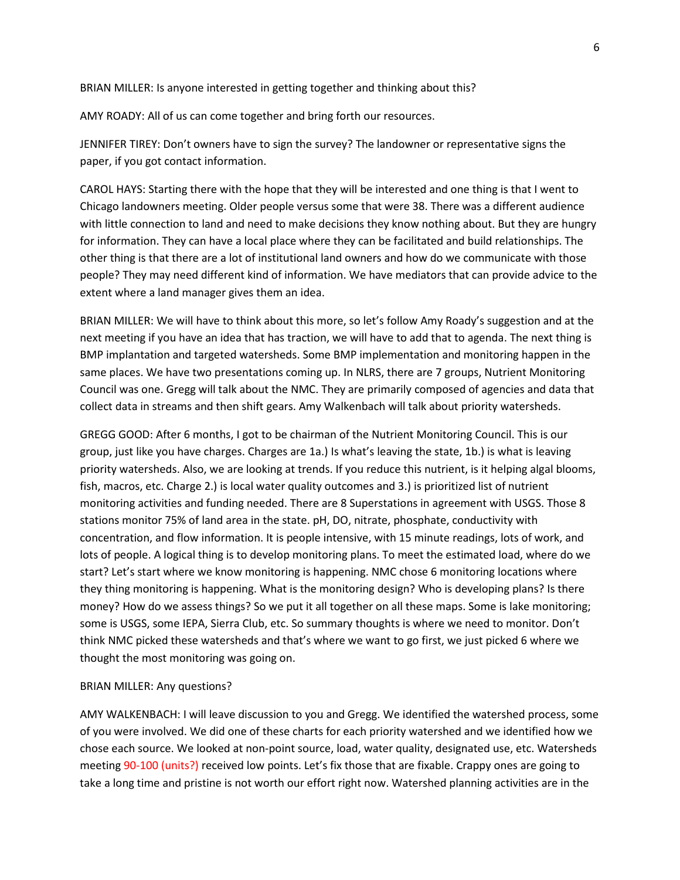BRIAN MILLER: Is anyone interested in getting together and thinking about this?

AMY ROADY: All of us can come together and bring forth our resources.

JENNIFER TIREY: Don't owners have to sign the survey? The landowner or representative signs the paper, if you got contact information.

CAROL HAYS: Starting there with the hope that they will be interested and one thing is that I went to Chicago landowners meeting. Older people versus some that were 38. There was a different audience with little connection to land and need to make decisions they know nothing about. But they are hungry for information. They can have a local place where they can be facilitated and build relationships. The other thing is that there are a lot of institutional land owners and how do we communicate with those people? They may need different kind of information. We have mediators that can provide advice to the extent where a land manager gives them an idea.

BRIAN MILLER: We will have to think about this more, so let's follow Amy Roady's suggestion and at the next meeting if you have an idea that has traction, we will have to add that to agenda. The next thing is BMP implantation and targeted watersheds. Some BMP implementation and monitoring happen in the same places. We have two presentations coming up. In NLRS, there are 7 groups, Nutrient Monitoring Council was one. Gregg will talk about the NMC. They are primarily composed of agencies and data that collect data in streams and then shift gears. Amy Walkenbach will talk about priority watersheds.

GREGG GOOD: After 6 months, I got to be chairman of the Nutrient Monitoring Council. This is our group, just like you have charges. Charges are 1a.) Is what's leaving the state, 1b.) is what is leaving priority watersheds. Also, we are looking at trends. If you reduce this nutrient, is it helping algal blooms, fish, macros, etc. Charge 2.) is local water quality outcomes and 3.) is prioritized list of nutrient monitoring activities and funding needed. There are 8 Superstations in agreement with USGS. Those 8 stations monitor 75% of land area in the state. pH, DO, nitrate, phosphate, conductivity with concentration, and flow information. It is people intensive, with 15 minute readings, lots of work, and lots of people. A logical thing is to develop monitoring plans. To meet the estimated load, where do we start? Let's start where we know monitoring is happening. NMC chose 6 monitoring locations where they thing monitoring is happening. What is the monitoring design? Who is developing plans? Is there money? How do we assess things? So we put it all together on all these maps. Some is lake monitoring; some is USGS, some IEPA, Sierra Club, etc. So summary thoughts is where we need to monitor. Don't think NMC picked these watersheds and that's where we want to go first, we just picked 6 where we thought the most monitoring was going on.

BRIAN MILLER: Any questions?

AMY WALKENBACH: I will leave discussion to you and Gregg. We identified the watershed process, some of you were involved. We did one of these charts for each priority watershed and we identified how we chose each source. We looked at non-point source, load, water quality, designated use, etc. Watersheds meeting 90-100 (units?) received low points. Let's fix those that are fixable. Crappy ones are going to take a long time and pristine is not worth our effort right now. Watershed planning activities are in the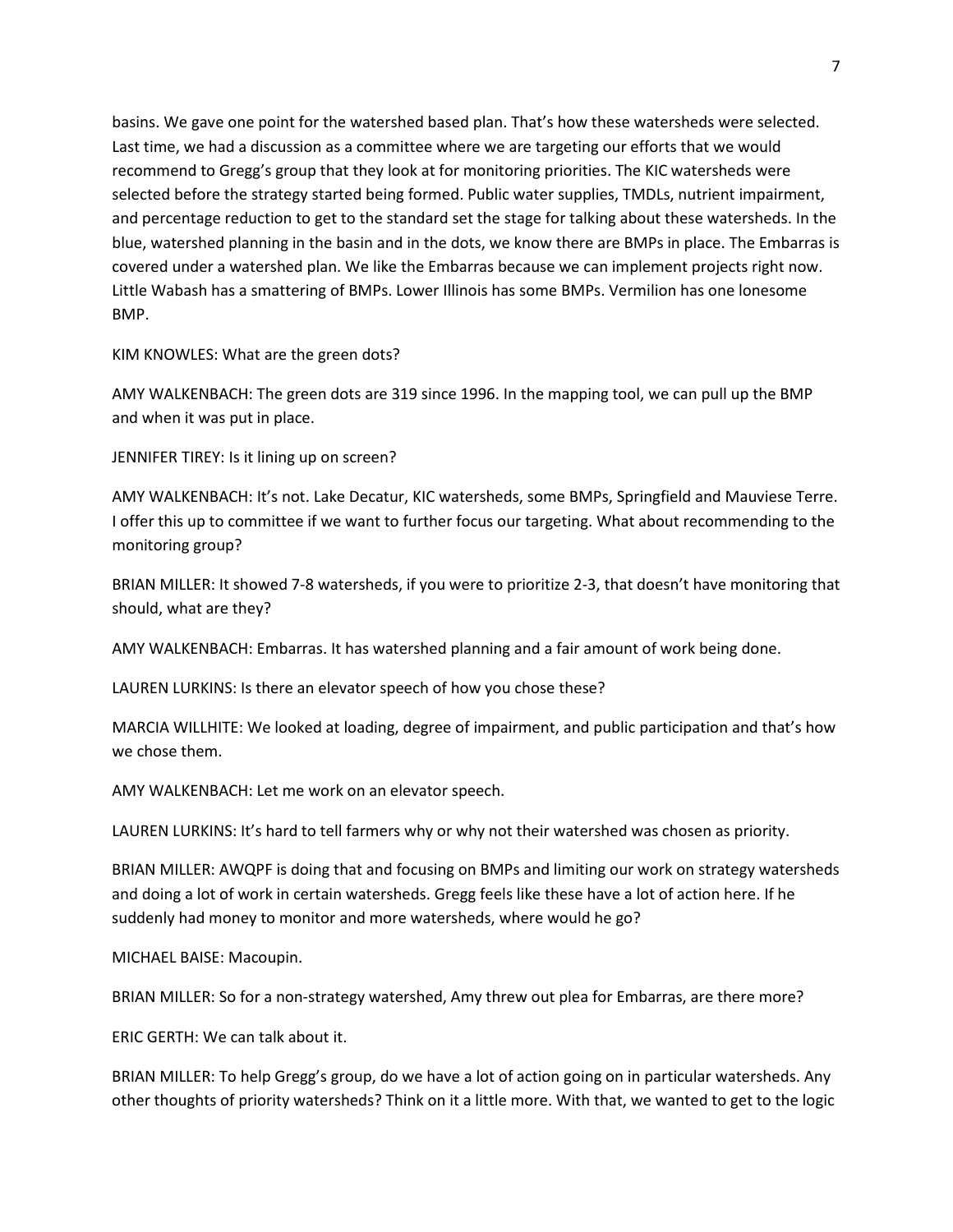basins. We gave one point for the watershed based plan. That's how these watersheds were selected. Last time, we had a discussion as a committee where we are targeting our efforts that we would recommend to Gregg's group that they look at for monitoring priorities. The KIC watersheds were selected before the strategy started being formed. Public water supplies, TMDLs, nutrient impairment, and percentage reduction to get to the standard set the stage for talking about these watersheds. In the blue, watershed planning in the basin and in the dots, we know there are BMPs in place. The Embarras is covered under a watershed plan. We like the Embarras because we can implement projects right now. Little Wabash has a smattering of BMPs. Lower Illinois has some BMPs. Vermilion has one lonesome BMP.

KIM KNOWLES: What are the green dots?

AMY WALKENBACH: The green dots are 319 since 1996. In the mapping tool, we can pull up the BMP and when it was put in place.

JENNIFER TIREY: Is it lining up on screen?

AMY WALKENBACH: It's not. Lake Decatur, KIC watersheds, some BMPs, Springfield and Mauviese Terre. I offer this up to committee if we want to further focus our targeting. What about recommending to the monitoring group?

BRIAN MILLER: It showed 7-8 watersheds, if you were to prioritize 2-3, that doesn't have monitoring that should, what are they?

AMY WALKENBACH: Embarras. It has watershed planning and a fair amount of work being done.

LAUREN LURKINS: Is there an elevator speech of how you chose these?

MARCIA WILLHITE: We looked at loading, degree of impairment, and public participation and that's how we chose them.

AMY WALKENBACH: Let me work on an elevator speech.

LAUREN LURKINS: It's hard to tell farmers why or why not their watershed was chosen as priority.

BRIAN MILLER: AWQPF is doing that and focusing on BMPs and limiting our work on strategy watersheds and doing a lot of work in certain watersheds. Gregg feels like these have a lot of action here. If he suddenly had money to monitor and more watersheds, where would he go?

MICHAEL BAISE: Macoupin.

BRIAN MILLER: So for a non-strategy watershed, Amy threw out plea for Embarras, are there more?

ERIC GERTH: We can talk about it.

BRIAN MILLER: To help Gregg's group, do we have a lot of action going on in particular watersheds. Any other thoughts of priority watersheds? Think on it a little more. With that, we wanted to get to the logic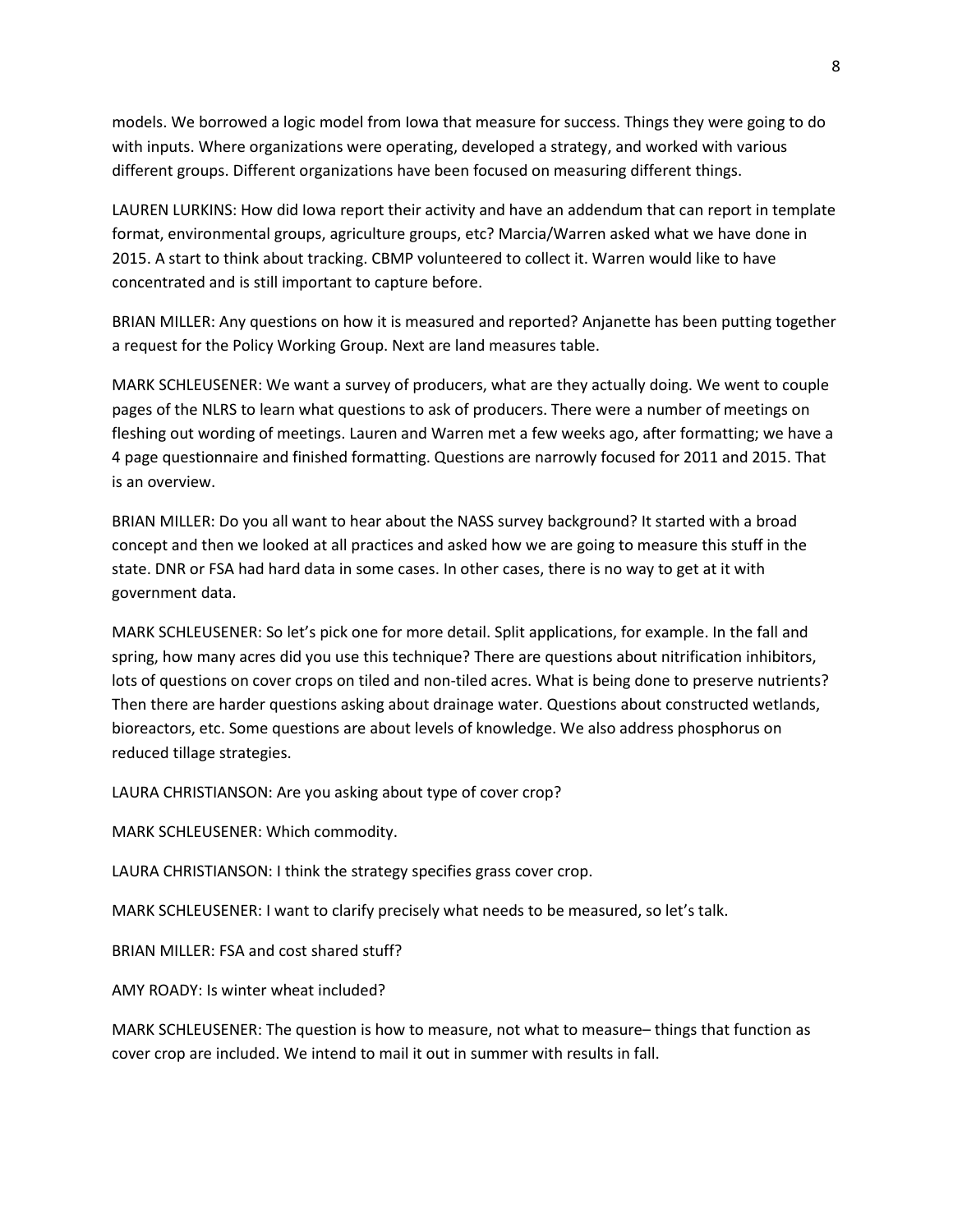models. We borrowed a logic model from Iowa that measure for success. Things they were going to do with inputs. Where organizations were operating, developed a strategy, and worked with various different groups. Different organizations have been focused on measuring different things.

LAUREN LURKINS: How did Iowa report their activity and have an addendum that can report in template format, environmental groups, agriculture groups, etc? Marcia/Warren asked what we have done in 2015. A start to think about tracking. CBMP volunteered to collect it. Warren would like to have concentrated and is still important to capture before.

BRIAN MILLER: Any questions on how it is measured and reported? Anjanette has been putting together a request for the Policy Working Group. Next are land measures table.

MARK SCHLEUSENER: We want a survey of producers, what are they actually doing. We went to couple pages of the NLRS to learn what questions to ask of producers. There were a number of meetings on fleshing out wording of meetings. Lauren and Warren met a few weeks ago, after formatting; we have a 4 page questionnaire and finished formatting. Questions are narrowly focused for 2011 and 2015. That is an overview.

BRIAN MILLER: Do you all want to hear about the NASS survey background? It started with a broad concept and then we looked at all practices and asked how we are going to measure this stuff in the state. DNR or FSA had hard data in some cases. In other cases, there is no way to get at it with government data.

MARK SCHLEUSENER: So let's pick one for more detail. Split applications, for example. In the fall and spring, how many acres did you use this technique? There are questions about nitrification inhibitors, lots of questions on cover crops on tiled and non-tiled acres. What is being done to preserve nutrients? Then there are harder questions asking about drainage water. Questions about constructed wetlands, bioreactors, etc. Some questions are about levels of knowledge. We also address phosphorus on reduced tillage strategies.

LAURA CHRISTIANSON: Are you asking about type of cover crop?

MARK SCHLEUSENER: Which commodity.

LAURA CHRISTIANSON: I think the strategy specifies grass cover crop.

MARK SCHLEUSENER: I want to clarify precisely what needs to be measured, so let's talk.

BRIAN MILLER: FSA and cost shared stuff?

AMY ROADY: Is winter wheat included?

MARK SCHLEUSENER: The question is how to measure, not what to measure– things that function as cover crop are included. We intend to mail it out in summer with results in fall.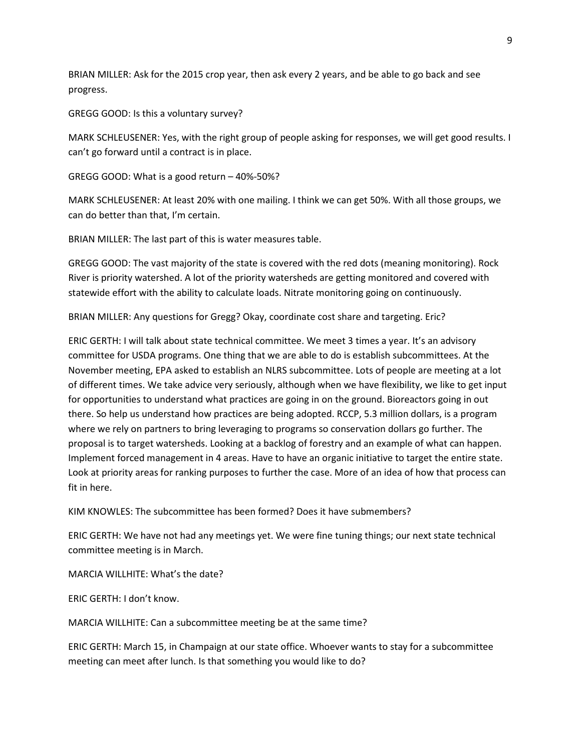BRIAN MILLER: Ask for the 2015 crop year, then ask every 2 years, and be able to go back and see progress.

GREGG GOOD: Is this a voluntary survey?

MARK SCHLEUSENER: Yes, with the right group of people asking for responses, we will get good results. I can't go forward until a contract is in place.

GREGG GOOD: What is a good return – 40%-50%?

MARK SCHLEUSENER: At least 20% with one mailing. I think we can get 50%. With all those groups, we can do better than that, I'm certain.

BRIAN MILLER: The last part of this is water measures table.

GREGG GOOD: The vast majority of the state is covered with the red dots (meaning monitoring). Rock River is priority watershed. A lot of the priority watersheds are getting monitored and covered with statewide effort with the ability to calculate loads. Nitrate monitoring going on continuously.

BRIAN MILLER: Any questions for Gregg? Okay, coordinate cost share and targeting. Eric?

ERIC GERTH: I will talk about state technical committee. We meet 3 times a year. It's an advisory committee for USDA programs. One thing that we are able to do is establish subcommittees. At the November meeting, EPA asked to establish an NLRS subcommittee. Lots of people are meeting at a lot of different times. We take advice very seriously, although when we have flexibility, we like to get input for opportunities to understand what practices are going in on the ground. Bioreactors going in out there. So help us understand how practices are being adopted. RCCP, 5.3 million dollars, is a program where we rely on partners to bring leveraging to programs so conservation dollars go further. The proposal is to target watersheds. Looking at a backlog of forestry and an example of what can happen. Implement forced management in 4 areas. Have to have an organic initiative to target the entire state. Look at priority areas for ranking purposes to further the case. More of an idea of how that process can fit in here.

KIM KNOWLES: The subcommittee has been formed? Does it have submembers?

ERIC GERTH: We have not had any meetings yet. We were fine tuning things; our next state technical committee meeting is in March.

MARCIA WILLHITE: What's the date?

ERIC GERTH: I don't know.

MARCIA WILLHITE: Can a subcommittee meeting be at the same time?

ERIC GERTH: March 15, in Champaign at our state office. Whoever wants to stay for a subcommittee meeting can meet after lunch. Is that something you would like to do?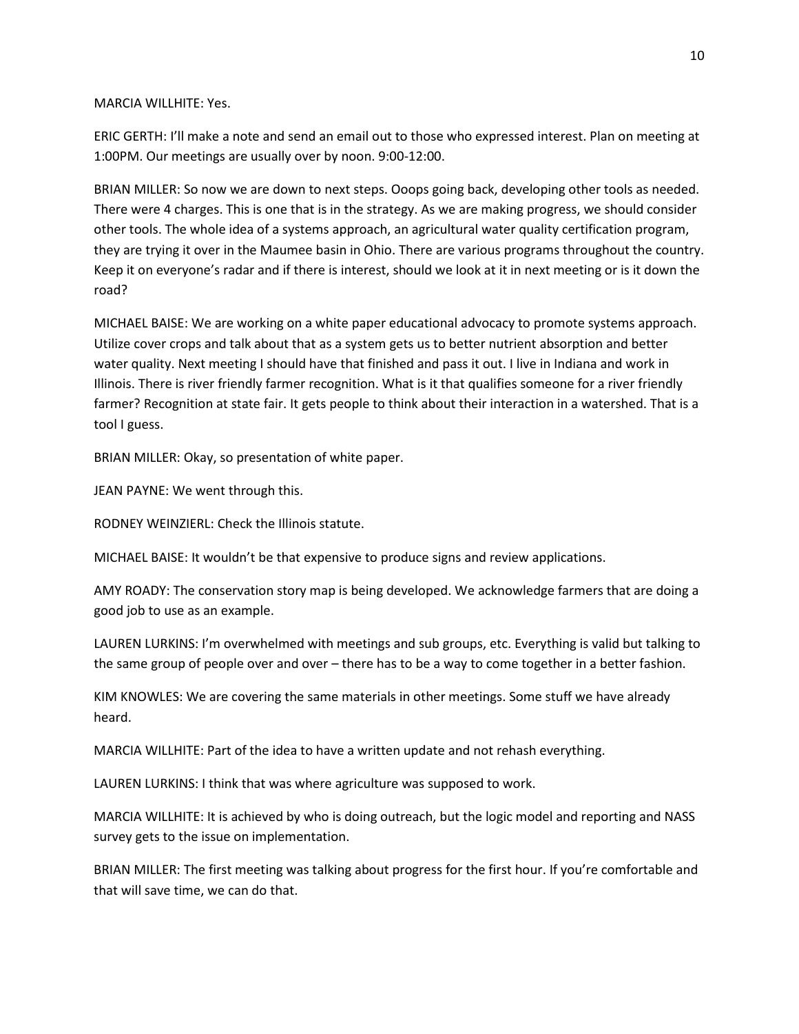MARCIA WILLHITE: Yes.

ERIC GERTH: I'll make a note and send an email out to those who expressed interest. Plan on meeting at 1:00PM. Our meetings are usually over by noon. 9:00-12:00.

BRIAN MILLER: So now we are down to next steps. Ooops going back, developing other tools as needed. There were 4 charges. This is one that is in the strategy. As we are making progress, we should consider other tools. The whole idea of a systems approach, an agricultural water quality certification program, they are trying it over in the Maumee basin in Ohio. There are various programs throughout the country. Keep it on everyone's radar and if there is interest, should we look at it in next meeting or is it down the road?

MICHAEL BAISE: We are working on a white paper educational advocacy to promote systems approach. Utilize cover crops and talk about that as a system gets us to better nutrient absorption and better water quality. Next meeting I should have that finished and pass it out. I live in Indiana and work in Illinois. There is river friendly farmer recognition. What is it that qualifies someone for a river friendly farmer? Recognition at state fair. It gets people to think about their interaction in a watershed. That is a tool I guess.

BRIAN MILLER: Okay, so presentation of white paper.

JEAN PAYNE: We went through this.

RODNEY WEINZIERL: Check the Illinois statute.

MICHAEL BAISE: It wouldn't be that expensive to produce signs and review applications.

AMY ROADY: The conservation story map is being developed. We acknowledge farmers that are doing a good job to use as an example.

LAUREN LURKINS: I'm overwhelmed with meetings and sub groups, etc. Everything is valid but talking to the same group of people over and over – there has to be a way to come together in a better fashion.

KIM KNOWLES: We are covering the same materials in other meetings. Some stuff we have already heard.

MARCIA WILLHITE: Part of the idea to have a written update and not rehash everything.

LAUREN LURKINS: I think that was where agriculture was supposed to work.

MARCIA WILLHITE: It is achieved by who is doing outreach, but the logic model and reporting and NASS survey gets to the issue on implementation.

BRIAN MILLER: The first meeting was talking about progress for the first hour. If you're comfortable and that will save time, we can do that.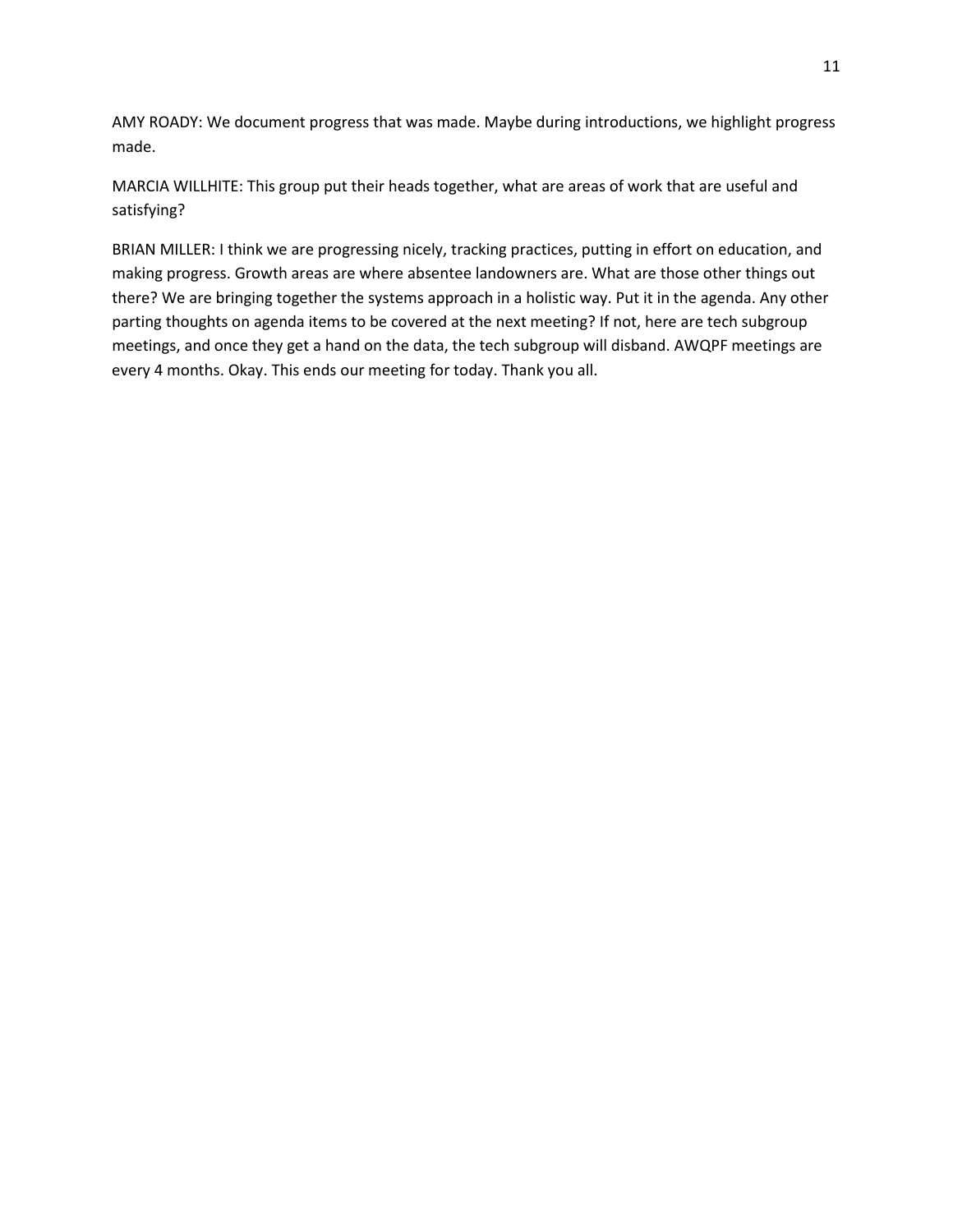AMY ROADY: We document progress that was made. Maybe during introductions, we highlight progress made.

MARCIA WILLHITE: This group put their heads together, what are areas of work that are useful and satisfying?

BRIAN MILLER: I think we are progressing nicely, tracking practices, putting in effort on education, and making progress. Growth areas are where absentee landowners are. What are those other things out there? We are bringing together the systems approach in a holistic way. Put it in the agenda. Any other parting thoughts on agenda items to be covered at the next meeting? If not, here are tech subgroup meetings, and once they get a hand on the data, the tech subgroup will disband. AWQPF meetings are every 4 months. Okay. This ends our meeting for today. Thank you all.